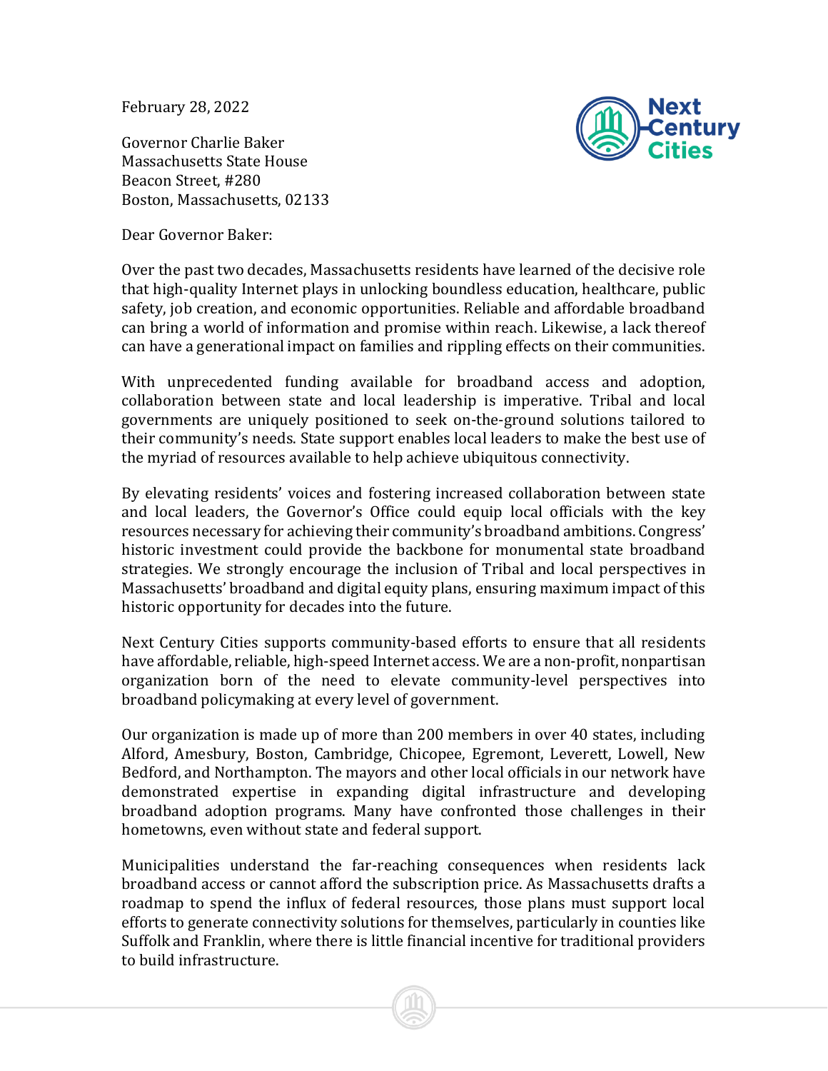February 28, 2022

Governor Charlie Baker
Massachusetts State House
Beacon Street, #280
Boston, Massachusetts, 02133

Dear Governor Baker:

Over the past two decades, Massachusetts residents have learned of the decisive role that high-quality Internet plays in unlocking boundless education, healthcare, public safety, job creation, and economic opportunities. Reliable and affordable broadband can bring a world of information and promise within reach. Likewise, a lack thereof can have a generational impact on families and rippling effects on their communities.

With unprecedented funding available for broadband access and adoption, collaboration between state and local leadership is imperative. Tribal and local governments are uniquely positioned to seek on-the-ground solutions tailored to their community's needs. State support enables local leaders to make the best use of the myriad of resources available to help achieve ubiquitous connectivity.

By elevating residents' voices and fostering increased collaboration between state and local leaders, the Governor's Office could equip local officials with the key resources necessary for achieving their community's broadband ambitions. Congress' historic investment could provide the backbone for monumental state broadband strategies. We strongly encourage the inclusion of Tribal and local perspectives in Massachusetts' broadband and digital equity plans, ensuring maximum impact of this historic opportunity for decades into the future.

Next Century Cities supports community-based efforts to ensure that all residents have affordable, reliable, high-speed Internet access. We are a non-profit, nonpartisan organization born of the need to elevate community-level perspectives into broadband policymaking at every level of government.

Our organization is made up of more than 200 members in over 40 states, including Alford, Amesbury, Boston, Cambridge, Chicopee, Egremont, Leverett, Lowell, New Bedford, and Northampton. The mayors and other local officials in our network have demonstrated expertise in expanding digital infrastructure and developing broadband adoption programs. Many have confronted those challenges in their hometowns, even without state and federal support.

Municipalities understand the far-reaching consequences when residents lack broadband access or cannot afford the subscription price. As Massachusetts drafts a roadmap to spend the influx of federal resources, those plans must support local efforts to generate connectivity solutions for themselves, particularly in counties like Suffolk and Franklin, where there is little financial incentive for traditional providers to build infrastructure.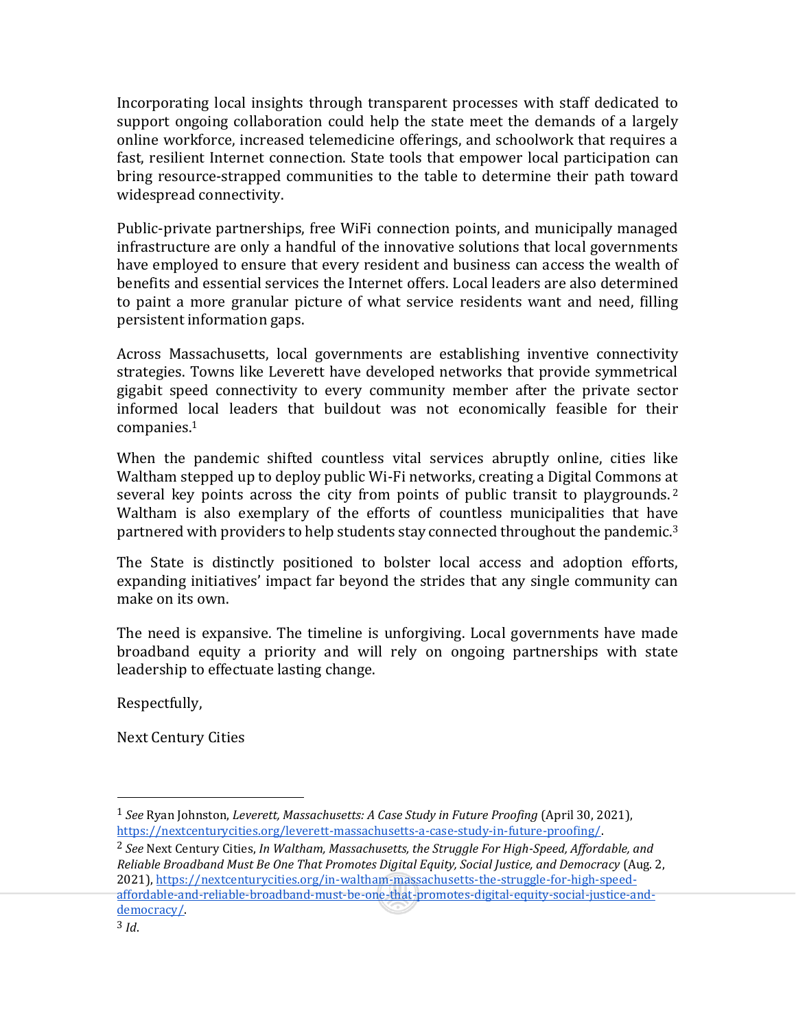Incorporating local insights through transparent processes with staff dedicated to support ongoing collaboration could help the state meet the demands of a largely online workforce, increased telemedicine offerings, and schoolwork that requires a fast, resilient Internet connection. State tools that empower local participation can bring resource-strapped communities to the table to determine their path toward widespread connectivity.

Public-private partnerships, free WiFi connection points, and municipally managed infrastructure are only a handful of the innovative solutions that local governments have employed to ensure that every resident and business can access the wealth of benefits and essential services the Internet offers. Local leaders are also determined to paint a more granular picture of what service residents want and need, filling persistent information gaps.

Across Massachusetts, local governments are establishing inventive connectivity strategies. Towns like Leverett have developed networks that provide symmetrical gigabit speed connectivity to every community member after the private sector informed local leaders that buildout was not economically feasible for their companies.[1]

When the pandemic shifted countless vital services abruptly online, cities like Waltham stepped up to deploy public Wi-Fi networks, creating a Digital Commons at several key points across the city from points of public transit to playgrounds.[2] Waltham is also exemplary of the efforts of countless municipalities that have partnered with providers to help students stay connected throughout the pandemic.[3]

The State is distinctly positioned to bolster local access and adoption efforts, expanding initiatives' impact far beyond the strides that any single community can make on its own.

The need is expansive. The timeline is unforgiving. Local governments have made broadband equity a priority and will rely on ongoing partnerships with state leadership to effectuate lasting change.

Respectfully,

Next Century Cities

---

[1] *See* Ryan Johnston, *Leverett, Massachusetts: A Case Study in Future Proofing* (April 30, 2021), https://nextcenturycities.org/leverett-massachusetts-a-case-study-in-future-proofing/.

[2] *See* Next Century Cities, *In Waltham, Massachusetts, the Struggle For High-Speed, Affordable, and Reliable Broadband Must Be One That Promotes Digital Equity, Social Justice, and Democracy* (Aug. 2, 2021), https://nextcenturycities.org/in-waltham-massachusetts-the-struggle-for-high-speed-affordable-and-reliable-broadband-must-be-one-that-promotes-digital-equity-social-justice-and-democracy/.

[3] *Id*.